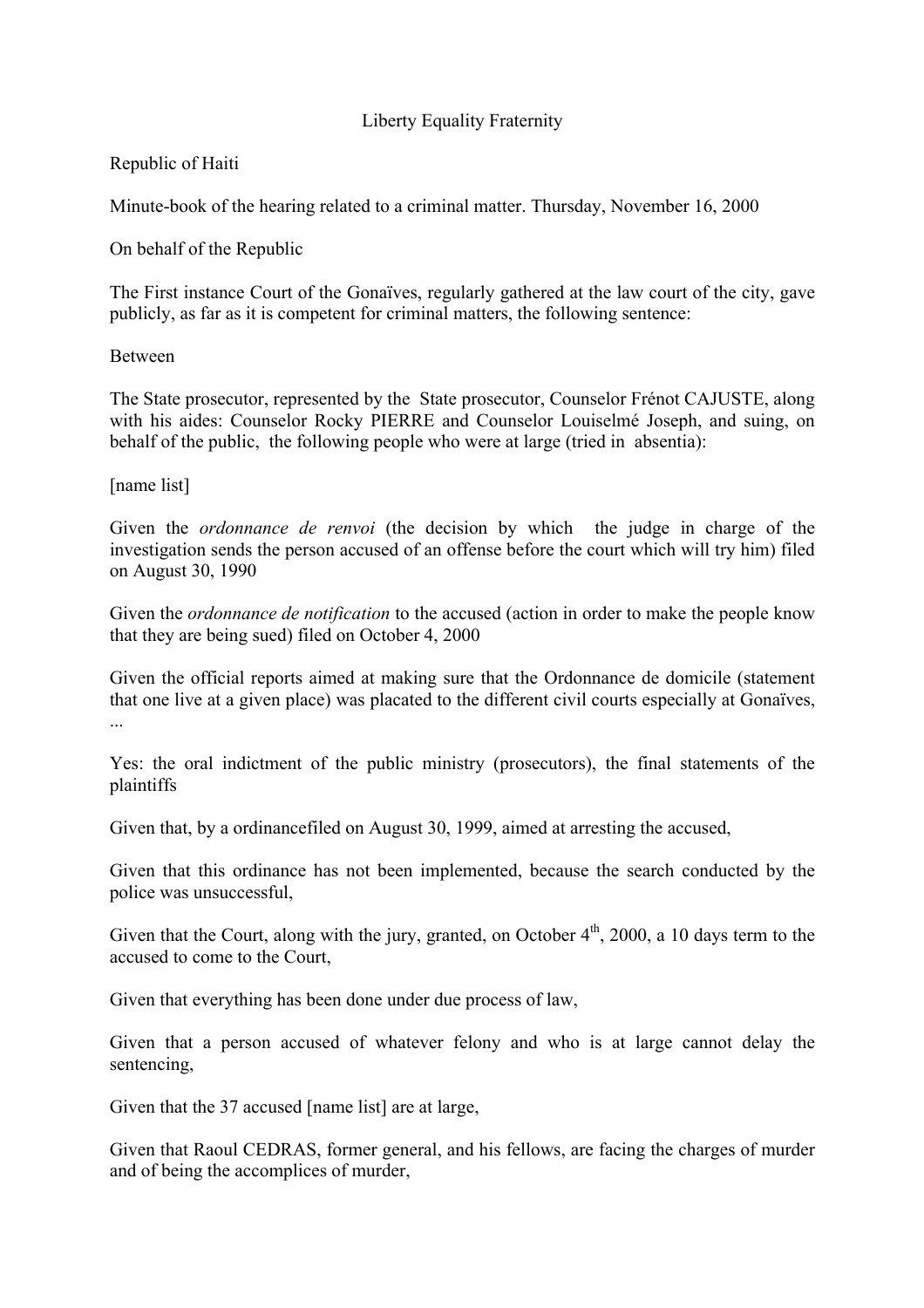Liberty Equality Fraternity

Republic of Haiti

Minute-book of the hearing related to a criminal matter. Thursday, November 16, 2000

On behalf of the Republic

The First instance Court of the Gonaïves, regularly gathered at the law court of the city, gave publicly, as far as it is competent for criminal matters, the following sentence:

Between

The State prosecutor, represented by the State prosecutor, Counselor Frénot CAJUSTE, along with his aides: Counselor Rocky PIERRE and Counselor Louiselmé Joseph, and suing, on behalf of the public, the following people who were at large (tried in absentia):

[name list]

Given the *ordonnance de renvoi* (the decision by which the judge in charge of the investigation sends the person accused of an offense before the court which will try him) filed on August 30, 1990

Given the *ordonnance de notification* to the accused (action in order to make the people know that they are being sued) filed on October 4, 2000

Given the official reports aimed at making sure that the Ordonnance de domicile (statement that one live at a given place) was placated to the different civil courts especially at Gonaïves, ...

Yes: the oral indictment of the public ministry (prosecutors), the final statements of the plaintiffs

Given that, by a ordinancefiled on August 30, 1999, aimed at arresting the accused,

Given that this ordinance has not been implemented, because the search conducted by the police was unsuccessful,

Given that the Court, along with the jury, granted, on October 4th, 2000, a 10 days term to the accused to come to the Court,

Given that everything has been done under due process of law,

Given that a person accused of whatever felony and who is at large cannot delay the sentencing,

Given that the 37 accused [name list] are at large,

Given that Raoul CEDRAS, former general, and his fellows, are facing the charges of murder and of being the accomplices of murder,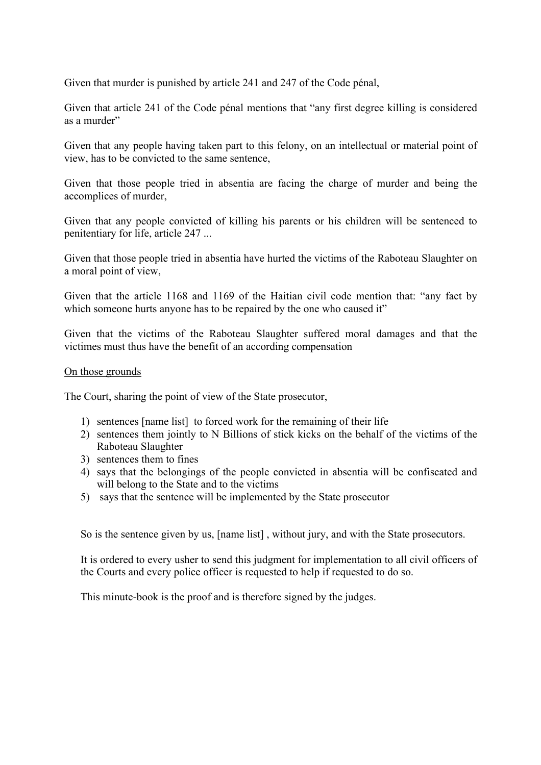Given that murder is punished by article 241 and 247 of the Code pénal,

Given that article 241 of the Code pénal mentions that "any first degree killing is considered as a murder"

Given that any people having taken part to this felony, on an intellectual or material point of view, has to be convicted to the same sentence,

Given that those people tried in absentia are facing the charge of murder and being the accomplices of murder,

Given that any people convicted of killing his parents or his children will be sentenced to penitentiary for life, article 247 ...

Given that those people tried in absentia have hurted the victims of the Raboteau Slaughter on a moral point of view,

Given that the article 1168 and 1169 of the Haitian civil code mention that: "any fact by which someone hurts anyone has to be repaired by the one who caused it"

Given that the victims of the Raboteau Slaughter suffered moral damages and that the victimes must thus have the benefit of an according compensation

<u>On those grounds</u>

The Court, sharing the point of view of the State prosecutor,

1) sentences [name list] to forced work for the remaining of their life
2) sentences them jointly to N Billions of stick kicks on the behalf of the victims of the Raboteau Slaughter
3) sentences them to fines
4) says that the belongings of the people convicted in absentia will be confiscated and will belong to the State and to the victims
5) says that the sentence will be implemented by the State prosecutor

So is the sentence given by us, [name list] , without jury, and with the State prosecutors.

It is ordered to every usher to send this judgment for implementation to all civil officers of the Courts and every police officer is requested to help if requested to do so.

This minute-book is the proof and is therefore signed by the judges.